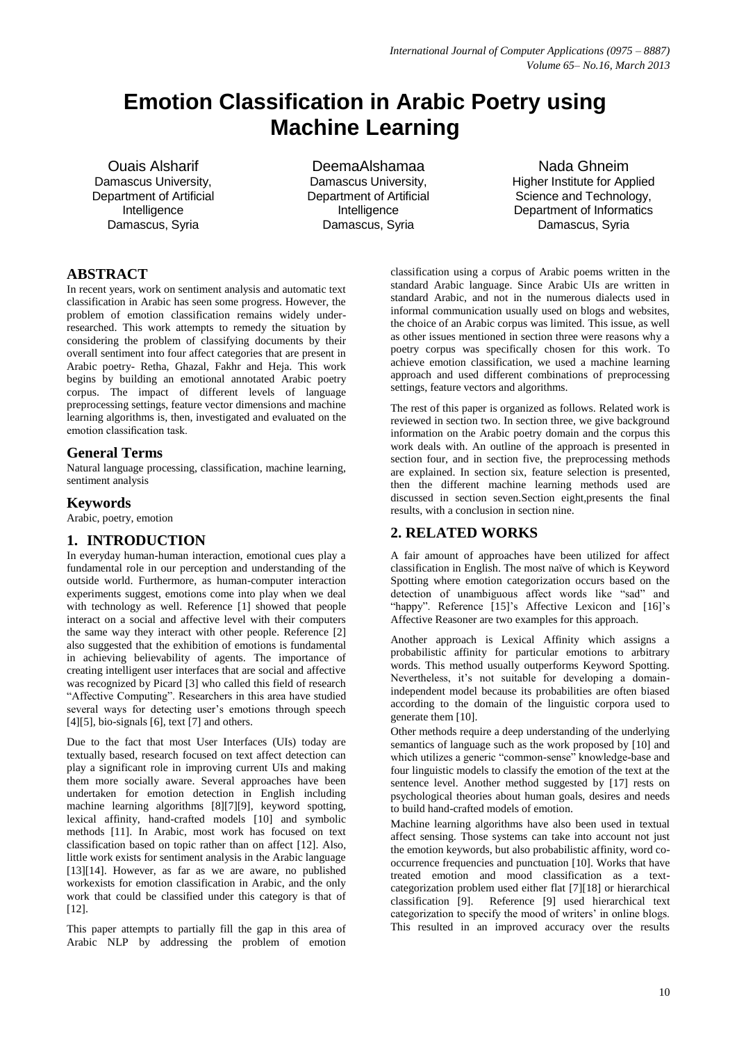# Emotion Classification in Arabic Poetry using Machine Learning

Ouais Alsharif
Damascus University,
Department of Artificial Intelligence
Damascus, Syria

DeemaAlshamaa
Damascus University,
Department of Artificial Intelligence
Damascus, Syria

Nada Ghneim
Higher Institute for Applied Science and Technology,
Department of Informatics
Damascus, Syria

## ABSTRACT

In recent years, work on sentiment analysis and automatic text classification in Arabic has seen some progress. However, the problem of emotion classification remains widely under-researched. This work attempts to remedy the situation by considering the problem of classifying documents by their overall sentiment into four affect categories that are present in Arabic poetry- Retha, Ghazal, Fakhr and Heja. This work begins by building an emotional annotated Arabic poetry corpus. The impact of different levels of language preprocessing settings, feature vector dimensions and machine learning algorithms is, then, investigated and evaluated on the emotion classification task.

## General Terms

Natural language processing, classification, machine learning, sentiment analysis

## Keywords

Arabic, poetry, emotion

## 1. INTRODUCTION

In everyday human-human interaction, emotional cues play a fundamental role in our perception and understanding of the outside world. Furthermore, as human-computer interaction experiments suggest, emotions come into play when we deal with technology as well. Reference [1] showed that people interact on a social and affective level with their computers the same way they interact with other people. Reference [2] also suggested that the exhibition of emotions is fundamental in achieving believability of agents. The importance of creating intelligent user interfaces that are social and affective was recognized by Picard [3] who called this field of research "Affective Computing". Researchers in this area have studied several ways for detecting user's emotions through speech [4][5], bio-signals [6], text [7] and others.

Due to the fact that most User Interfaces (UIs) today are textually based, research focused on text affect detection can play a significant role in improving current UIs and making them more socially aware. Several approaches have been undertaken for emotion detection in English including machine learning algorithms [8][7][9], keyword spotting, lexical affinity, hand-crafted models [10] and symbolic methods [11]. In Arabic, most work has focused on text classification based on topic rather than on affect [12]. Also, little work exists for sentiment analysis in the Arabic language [13][14]. However, as far as we are aware, no published workexists for emotion classification in Arabic, and the only work that could be classified under this category is that of [12].

This paper attempts to partially fill the gap in this area of Arabic NLP by addressing the problem of emotion classification using a corpus of Arabic poems written in the standard Arabic language. Since Arabic UIs are written in standard Arabic, and not in the numerous dialects used in informal communication usually used on blogs and websites, the choice of an Arabic corpus was limited. This issue, as well as other issues mentioned in section three were reasons why a poetry corpus was specifically chosen for this work. To achieve emotion classification, we used a machine learning approach and used different combinations of preprocessing settings, feature vectors and algorithms.

The rest of this paper is organized as follows. Related work is reviewed in section two. In section three, we give background information on the Arabic poetry domain and the corpus this work deals with. An outline of the approach is presented in section four, and in section five, the preprocessing methods are explained. In section six, feature selection is presented, then the different machine learning methods used are discussed in section seven.Section eight,presents the final results, with a conclusion in section nine.

## 2. RELATED WORKS

A fair amount of approaches have been utilized for affect classification in English. The most naïve of which is Keyword Spotting where emotion categorization occurs based on the detection of unambiguous affect words like "sad" and "happy". Reference [15]'s Affective Lexicon and [16]'s Affective Reasoner are two examples for this approach.

Another approach is Lexical Affinity which assigns a probabilistic affinity for particular emotions to arbitrary words. This method usually outperforms Keyword Spotting. Nevertheless, it's not suitable for developing a domain-independent model because its probabilities are often biased according to the domain of the linguistic corpora used to generate them [10].

Other methods require a deep understanding of the underlying semantics of language such as the work proposed by [10] and which utilizes a generic "common-sense" knowledge-base and four linguistic models to classify the emotion of the text at the sentence level. Another method suggested by [17] rests on psychological theories about human goals, desires and needs to build hand-crafted models of emotion.

Machine learning algorithms have also been used in textual affect sensing. Those systems can take into account not just the emotion keywords, but also probabilistic affinity, word co-occurrence frequencies and punctuation [10]. Works that have treated emotion and mood classification as a text-categorization problem used either flat [7][18] or hierarchical classification [9]. Reference [9] used hierarchical text categorization to specify the mood of writers' in online blogs. This resulted in an improved accuracy over the results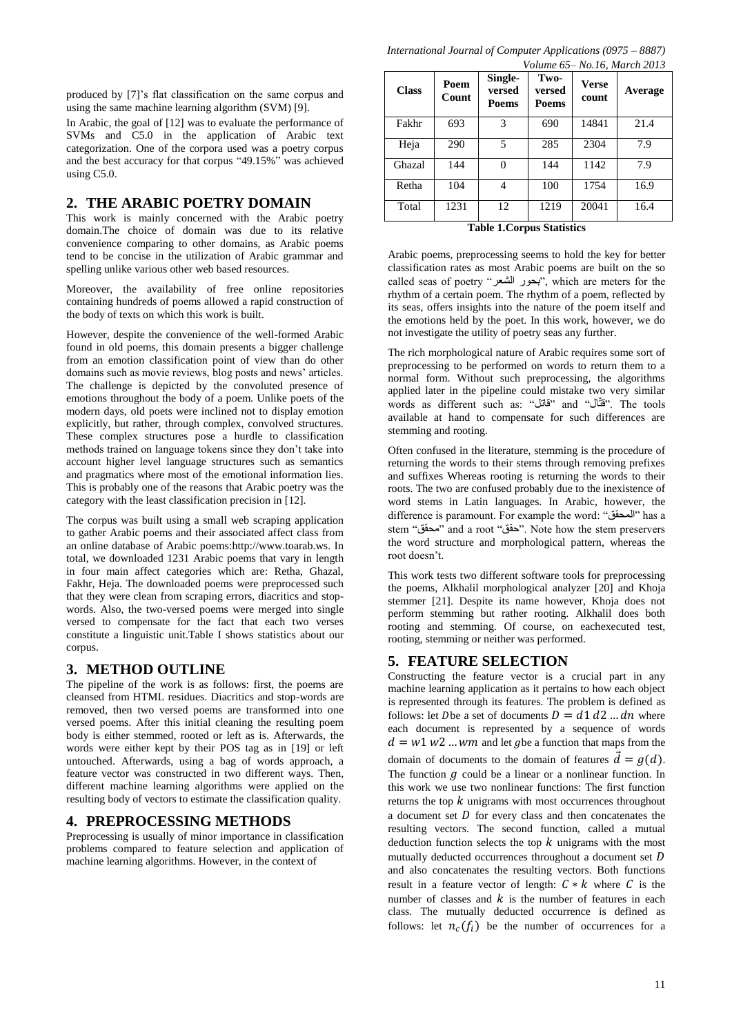produced by [7]'s flat classification on the same corpus and using the same machine learning algorithm (SVM) [9].

In Arabic, the goal of [12] was to evaluate the performance of SVMs and C5.0 in the application of Arabic text categorization. One of the corpora used was a poetry corpus and the best accuracy for that corpus "49.15%" was achieved using C5.0.

## 2. THE ARABIC POETRY DOMAIN

This work is mainly concerned with the Arabic poetry domain.The choice of domain was due to its relative convenience comparing to other domains, as Arabic poems tend to be concise in the utilization of Arabic grammar and spelling unlike various other web based resources.

Moreover, the availability of free online repositories containing hundreds of poems allowed a rapid construction of the body of texts on which this work is built.

However, despite the convenience of the well-formed Arabic found in old poems, this domain presents a bigger challenge from an emotion classification point of view than do other domains such as movie reviews, blog posts and news' articles. The challenge is depicted by the convoluted presence of emotions throughout the body of a poem. Unlike poets of the modern days, old poets were inclined not to display emotion explicitly, but rather, through complex, convolved structures. These complex structures pose a hurdle to classification methods trained on language tokens since they don't take into account higher level language structures such as semantics and pragmatics where most of the emotional information lies. This is probably one of the reasons that Arabic poetry was the category with the least classification precision in [12].

The corpus was built using a small web scraping application to gather Arabic poems and their associated affect class from an online database of Arabic poems:http://www.toarab.ws. In total, we downloaded 1231 Arabic poems that vary in length in four main affect categories which are: Retha, Ghazal, Fakhr, Heja. The downloaded poems were preprocessed such that they were clean from scraping errors, diacritics and stop-words. Also, the two-versed poems were merged into single versed to compensate for the fact that each two verses constitute a linguistic unit.Table I shows statistics about our corpus.

## 3. METHOD OUTLINE

The pipeline of the work is as follows: first, the poems are cleansed from HTML residues. Diacritics and stop-words are removed, then two versed poems are transformed into one versed poems. After this initial cleaning the resulting poem body is either stemmed, rooted or left as is. Afterwards, the words were either kept by their POS tag as in [19] or left untouched. Afterwards, using a bag of words approach, a feature vector was constructed in two different ways. Then, different machine learning algorithms were applied on the resulting body of vectors to estimate the classification quality.

## 4. PREPROCESSING METHODS

Preprocessing is usually of minor importance in classification problems compared to feature selection and application of machine learning algorithms. However, in the context of

| Class | Poem Count | Single-versed Poems | Two-versed Poems | Verse count | Average |
|---|---|---|---|---|---|
| Fakhr | 693 | 3 | 690 | 14841 | 21.4 |
| Heja | 290 | 5 | 285 | 2304 | 7.9 |
| Ghazal | 144 | 0 | 144 | 1142 | 7.9 |
| Retha | 104 | 4 | 100 | 1754 | 16.9 |
| Total | 1231 | 12 | 1219 | 20041 | 16.4 |

**Table 1.Corpus Statistics**

Arabic poems, preprocessing seems to hold the key for better classification rates as most Arabic poems are built on the so called seas of poetry "بحور الشعر", which are meters for the rhythm of a certain poem. The rhythm of a poem, reflected by its seas, offers insights into the nature of the poem itself and the emotions held by the poet. In this work, however, we do not investigate the utility of poetry seas any further.

The rich morphological nature of Arabic requires some sort of preprocessing to be performed on words to return them to a normal form. Without such preprocessing, the algorithms applied later in the pipeline could mistake two very similar words as different such as: "قاتل" and "قتّال". The tools available at hand to compensate for such differences are stemming and rooting.

Often confused in the literature, stemming is the procedure of returning the words to their stems through removing prefixes and suffixes Whereas rooting is returning the words to their roots. The two are confused probably due to the inexistence of word stems in Latin languages. In Arabic, however, the difference is paramount. For example the word: "المحقق" has a stem "محقق" and a root "حقق". Note how the stem preservers the word structure and morphological pattern, whereas the root doesn't.

This work tests two different software tools for preprocessing the poems, Alkhalil morphological analyzer [20] and Khoja stemmer [21]. Despite its name however, Khoja does not perform stemming but rather rooting. Alkhalil does both rooting and stemming. Of course, on eachexecuted test, rooting, stemming or neither was performed.

## 5. FEATURE SELECTION

Constructing the feature vector is a crucial part in any machine learning application as it pertains to how each object is represented through its features. The problem is defined as follows: let $D$be a set of documents $D = d1\ d2 \ldots dn$ where each document is represented by a sequence of words $d = w1\ w2 \ldots wm$ and let $g$be a function that maps from the domain of documents to the domain of features $\vec{d} = g(d)$. The function $g$ could be a linear or a nonlinear function. In this work we use two nonlinear functions: The first function returns the top $k$ unigrams with most occurrences throughout a document set $D$ for every class and then concatenates the resulting vectors. The second function, called a mutual deduction function selects the top $k$ unigrams with the most mutually deducted occurrences throughout a document set $D$ and also concatenates the resulting vectors. Both functions result in a feature vector of length: $C * k$ where $C$ is the number of classes and $k$ is the number of features in each class. The mutually deducted occurrence is defined as follows: let $n_c(f_i)$ be the number of occurrences for a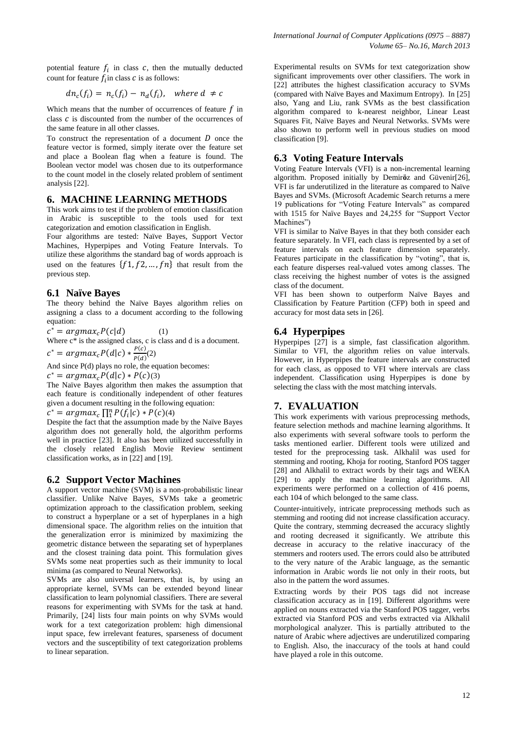potential feature $f_i$ in class $c$, then the mutually deducted count for feature $f_i$ in class $c$ is as follows:

$$dn_c(f_i) = n_c(f_i) - n_d(f_i), \quad where\ d \neq c$$

Which means that the number of occurrences of feature $f$ in class $c$ is discounted from the number of the occurrences of the same feature in all other classes.

To construct the representation of a document $D$ once the feature vector is formed, simply iterate over the feature set and place a Boolean flag when a feature is found. The Boolean vector model was chosen due to its outperformance to the count model in the closely related problem of sentiment analysis [22].

## 6. MACHINE LEARNING METHODS

This work aims to test if the problem of emotion classification in Arabic is susceptible to the tools used for text categorization and emotion classification in English.

Four algorithms are tested: Naïve Bayes, Support Vector Machines, Hyperpipes and Voting Feature Intervals. To utilize these algorithms the standard bag of words approach is used on the features $\{f1, f2, \ldots, fn\}$ that result from the previous step.

### 6.1 Naïve Bayes

The theory behind the Naïve Bayes algorithm relies on assigning a class to a document according to the following equation:

$$c^* = argmax_c P(c|d) \quad (1)$$

Where c* is the assigned class, c is class and d is a document.

$$c^* = argmax_c P(d|c) * \frac{P(c)}{P(d)} (2)$$

And since P(d) plays no role, the equation becomes:

$$c^* = argmax_c P(d|c) * P(c) (3)$$

The Naïve Bayes algorithm then makes the assumption that each feature is conditionally independent of other features given a document resulting in the following equation:

$$c^* = argmax_c \prod_1^n P(f_i|c) * P(c) (4)$$

Despite the fact that the assumption made by the Naïve Bayes algorithm does not generally hold, the algorithm performs well in practice [23]. It also has been utilized successfully in the closely related English Movie Review sentiment classification works, as in [22] and [19].

### 6.2 Support Vector Machines

A support vector machine (SVM) is a non-probabilistic linear classifier. Unlike Naïve Bayes, SVMs take a geometric optimization approach to the classification problem, seeking to construct a hyperplane or a set of hyperplanes in a high dimensional space. The algorithm relies on the intuition that the generalization error is minimized by maximizing the geometric distance between the separating set of hyperplanes and the closest training data point. This formulation gives SVMs some neat properties such as their immunity to local minima (as compared to Neural Networks).

SVMs are also universal learners, that is, by using an appropriate kernel, SVMs can be extended beyond linear classification to learn polynomial classifiers. There are several reasons for experimenting with SVMs for the task at hand. Primarily, [24] lists four main points on why SVMs would work for a text categorization problem: high dimensional input space, few irrelevant features, sparseness of document vectors and the susceptibility of text categorization problems to linear separation.

Experimental results on SVMs for text categorization show significant improvements over other classifiers. The work in [22] attributes the highest classification accuracy to SVMs (compared with Naïve Bayes and Maximum Entropy). In [25] also, Yang and Liu, rank SVMs as the best classification algorithm compared to k-nearest neighbor, Linear Least Squares Fit, Naïve Bayes and Neural Networks. SVMs were also shown to perform well in previous studies on mood classification [9].

### 6.3 Voting Feature Intervals

Voting Feature Intervals (VFI) is a non-incremental learning algorithm. Proposed initially by Demiröz and Güvenir[26], VFI is far underutilized in the literature as compared to Naïve Bayes and SVMs. (Microsoft Academic Search returns a mere 19 publications for "Voting Feature Intervals" as compared with 1515 for Naïve Bayes and 24,255 for "Support Vector Machines")

VFI is similar to Naïve Bayes in that they both consider each feature separately. In VFI, each class is represented by a set of feature intervals on each feature dimension separately. Features participate in the classification by "voting", that is, each feature disperses real-valued votes among classes. The class receiving the highest number of votes is the assigned class of the document.

VFI has been shown to outperform Naïve Bayes and Classification by Feature Partition (CFP) both in speed and accuracy for most data sets in [26].

### 6.4 Hyperpipes

Hyperpipes [27] is a simple, fast classification algorithm. Similar to VFI, the algorithm relies on value intervals. However, in Hyperpipes the feature intervals are constructed for each class, as opposed to VFI where intervals are class independent. Classification using Hyperpipes is done by selecting the class with the most matching intervals.

## 7. EVALUATION

This work experiments with various preprocessing methods, feature selection methods and machine learning algorithms. It also experiments with several software tools to perform the tasks mentioned earlier. Different tools were utilized and tested for the preprocessing task. Alkhalil was used for stemming and rooting, Khoja for rooting, Stanford POS tagger [28] and Alkhalil to extract words by their tags and WEKA [29] to apply the machine learning algorithms. All experiments were performed on a collection of 416 poems, each 104 of which belonged to the same class.

Counter-intuitively, intricate preprocessing methods such as stemming and rooting did not increase classification accuracy. Quite the contrary, stemming decreased the accuracy slightly and rooting decreased it significantly. We attribute this decrease in accuracy to the relative inaccuracy of the stemmers and rooters used. The errors could also be attributed to the very nature of the Arabic language, as the semantic information in Arabic words lie not only in their roots, but also in the pattern the word assumes.

Extracting words by their POS tags did not increase classification accuracy as in [19]. Different algorithms were applied on nouns extracted via the Stanford POS tagger, verbs extracted via Stanford POS and verbs extracted via Alkhalil morphological analyzer. This is partially attributed to the nature of Arabic where adjectives are underutilized comparing to English. Also, the inaccuracy of the tools at hand could have played a role in this outcome.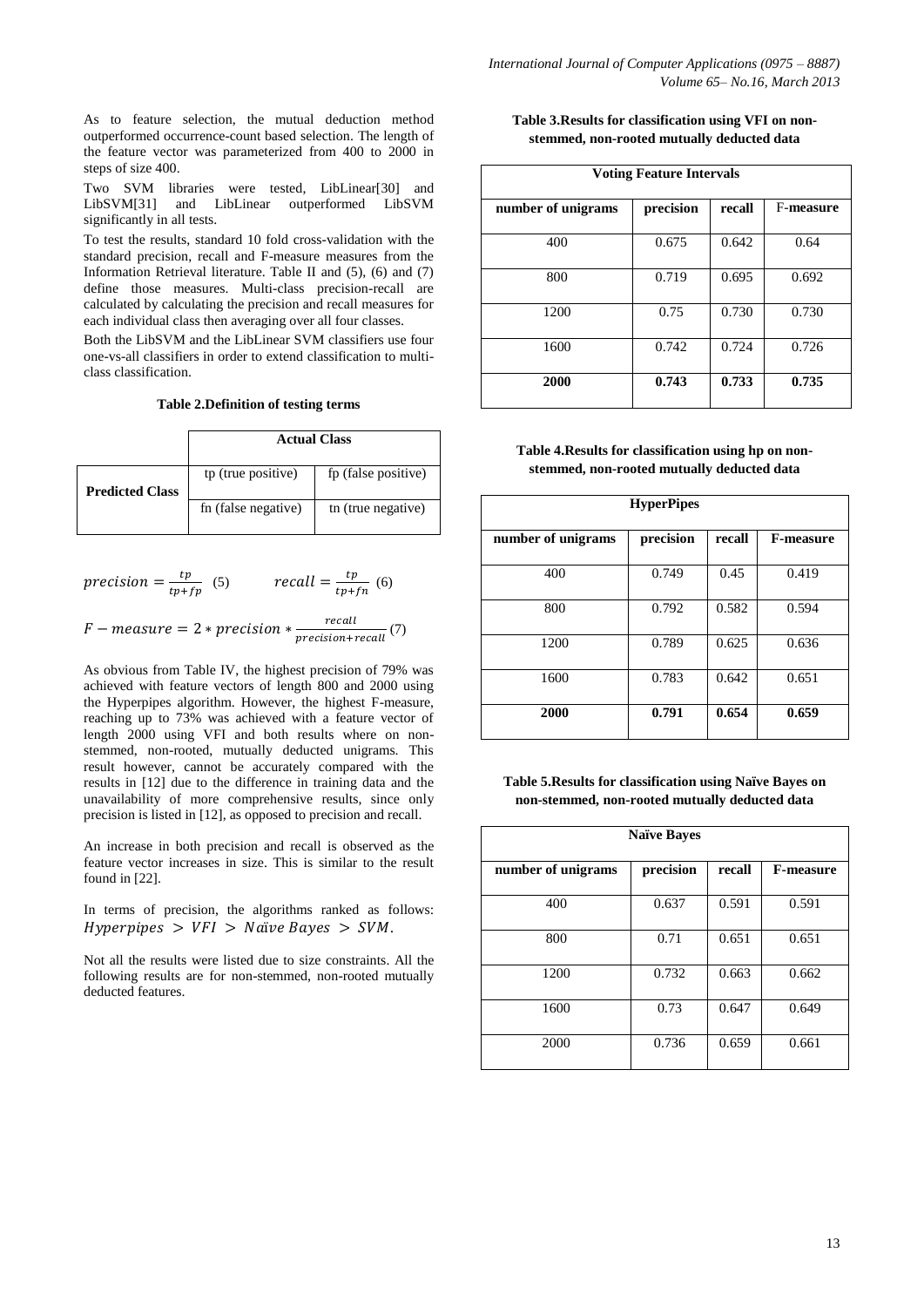As to feature selection, the mutual deduction method outperformed occurrence-count based selection. The length of the feature vector was parameterized from 400 to 2000 in steps of size 400.

Two SVM libraries were tested, LibLinear[30] and LibSVM[31] and LibLinear outperformed LibSVM significantly in all tests.

To test the results, standard 10 fold cross-validation with the standard precision, recall and F-measure measures from the Information Retrieval literature. Table II and (5), (6) and (7) define those measures. Multi-class precision-recall are calculated by calculating the precision and recall measures for each individual class then averaging over all four classes.

Both the LibSVM and the LibLinear SVM classifiers use four one-vs-all classifiers in order to extend classification to multi-class classification.

**Table 2.Definition of testing terms**

| | **Actual Class** | |
|---|---|---|
| **Predicted Class** | tp (true positive) | fp (false positive) |
| | fn (false negative) | tn (true negative) |

$$precision = \frac{tp}{tp+fp} \quad (5) \qquad recall = \frac{tp}{tp+fn} \quad (6)$$

$$F - measure = 2 * precision * \frac{recall}{precision+recall} \quad (7)$$

As obvious from Table IV, the highest precision of 79% was achieved with feature vectors of length 800 and 2000 using the Hyperpipes algorithm. However, the highest F-measure, reaching up to 73% was achieved with a feature vector of length 2000 using VFI and both results where on non-stemmed, non-rooted, mutually deducted unigrams. This result however, cannot be accurately compared with the results in [12] due to the difference in training data and the unavailability of more comprehensive results, since only precision is listed in [12], as opposed to precision and recall.

An increase in both precision and recall is observed as the feature vector increases in size. This is similar to the result found in [22].

In terms of precision, the algorithms ranked as follows: $Hyperpipes > VFI > Naïve\ Bayes > SVM$.

Not all the results were listed due to size constraints. All the following results are for non-stemmed, non-rooted mutually deducted features.

**Table 3.Results for classification using VFI on non-stemmed, non-rooted mutually deducted data**

| **Voting Feature Intervals** | | | |
|---|---|---|---|
| **number of unigrams** | **precision** | **recall** | **F-measure** |
| 400 | 0.675 | 0.642 | 0.64 |
| 800 | 0.719 | 0.695 | 0.692 |
| 1200 | 0.75 | 0.730 | 0.730 |
| 1600 | 0.742 | 0.724 | 0.726 |
| **2000** | **0.743** | **0.733** | **0.735** |

**Table 4.Results for classification using hp on non-stemmed, non-rooted mutually deducted data**

| **HyperPipes** | | | |
|---|---|---|---|
| **number of unigrams** | **precision** | **recall** | **F-measure** |
| 400 | 0.749 | 0.45 | 0.419 |
| 800 | 0.792 | 0.582 | 0.594 |
| 1200 | 0.789 | 0.625 | 0.636 |
| 1600 | 0.783 | 0.642 | 0.651 |
| **2000** | **0.791** | **0.654** | **0.659** |

**Table 5.Results for classification using Naïve Bayes on non-stemmed, non-rooted mutually deducted data**

| **Naïve Bayes** | | | |
|---|---|---|---|
| **number of unigrams** | **precision** | **recall** | **F-measure** |
| 400 | 0.637 | 0.591 | 0.591 |
| 800 | 0.71 | 0.651 | 0.651 |
| 1200 | 0.732 | 0.663 | 0.662 |
| 1600 | 0.73 | 0.647 | 0.649 |
| 2000 | 0.736 | 0.659 | 0.661 |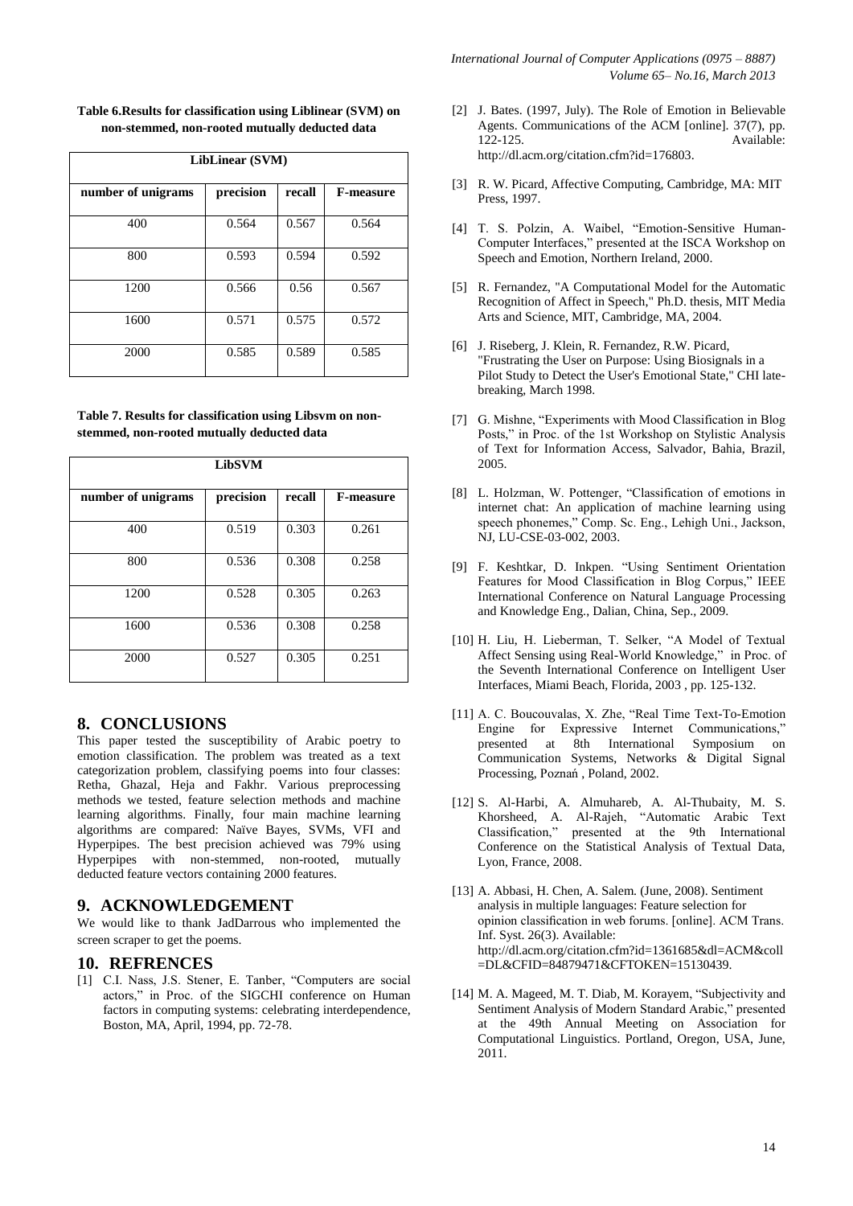**Table 6.Results for classification using Liblinear (SVM) on non-stemmed, non-rooted mutually deducted data**

| LibLinear (SVM) | | | |
|---|---|---|---|
| number of unigrams | precision | recall | F-measure |
| 400 | 0.564 | 0.567 | 0.564 |
| 800 | 0.593 | 0.594 | 0.592 |
| 1200 | 0.566 | 0.56 | 0.567 |
| 1600 | 0.571 | 0.575 | 0.572 |
| 2000 | 0.585 | 0.589 | 0.585 |

**Table 7. Results for classification using Libsvm on non-stemmed, non-rooted mutually deducted data**

| LibSVM | | | |
|---|---|---|---|
| number of unigrams | precision | recall | F-measure |
| 400 | 0.519 | 0.303 | 0.261 |
| 800 | 0.536 | 0.308 | 0.258 |
| 1200 | 0.528 | 0.305 | 0.263 |
| 1600 | 0.536 | 0.308 | 0.258 |
| 2000 | 0.527 | 0.305 | 0.251 |

## 8. CONCLUSIONS

This paper tested the susceptibility of Arabic poetry to emotion classification. The problem was treated as a text categorization problem, classifying poems into four classes: Retha, Ghazal, Heja and Fakhr. Various preprocessing methods we tested, feature selection methods and machine learning algorithms. Finally, four main machine learning algorithms are compared: Naïve Bayes, SVMs, VFI and Hyperpipes. The best precision achieved was 79% using Hyperpipes with non-stemmed, non-rooted, mutually deducted feature vectors containing 2000 features.

## 9. ACKNOWLEDGEMENT

We would like to thank JadDarrous who implemented the screen scraper to get the poems.

## 10. REFRENCES

[1] C.I. Nass, J.S. Stener, E. Tanber, "Computers are social actors," in Proc. of the SIGCHI conference on Human factors in computing systems: celebrating interdependence, Boston, MA, April, 1994, pp. 72-78.

[2] J. Bates. (1997, July). The Role of Emotion in Believable Agents. Communications of the ACM [online]. 37(7), pp. 122-125. Available: http://dl.acm.org/citation.cfm?id=176803.

[3] R. W. Picard, Affective Computing, Cambridge, MA: MIT Press, 1997.

[4] T. S. Polzin, A. Waibel, "Emotion-Sensitive Human-Computer Interfaces," presented at the ISCA Workshop on Speech and Emotion, Northern Ireland, 2000.

[5] R. Fernandez, "A Computational Model for the Automatic Recognition of Affect in Speech," Ph.D. thesis, MIT Media Arts and Science, MIT, Cambridge, MA, 2004.

[6] J. Riseberg, J. Klein, R. Fernandez, R.W. Picard, "Frustrating the User on Purpose: Using Biosignals in a Pilot Study to Detect the User's Emotional State," CHI late-breaking, March 1998.

[7] G. Mishne, "Experiments with Mood Classification in Blog Posts," in Proc. of the 1st Workshop on Stylistic Analysis of Text for Information Access, Salvador, Bahia, Brazil, 2005.

[8] L. Holzman, W. Pottenger, "Classification of emotions in internet chat: An application of machine learning using speech phonemes," Comp. Sc. Eng., Lehigh Uni., Jackson, NJ, LU-CSE-03-002, 2003.

[9] F. Keshtkar, D. Inkpen. "Using Sentiment Orientation Features for Mood Classification in Blog Corpus," IEEE International Conference on Natural Language Processing and Knowledge Eng., Dalian, China, Sep., 2009.

[10] H. Liu, H. Lieberman, T. Selker, "A Model of Textual Affect Sensing using Real-World Knowledge," in Proc. of the Seventh International Conference on Intelligent User Interfaces, Miami Beach, Florida, 2003 , pp. 125-132.

[11] A. C. Boucouvalas, X. Zhe, "Real Time Text-To-Emotion Engine for Expressive Internet Communications," presented at 8th International Symposium on Communication Systems, Networks & Digital Signal Processing, Poznań , Poland, 2002.

[12] S. Al-Harbi, A. Almuhareb, A. Al-Thubaity, M. S. Khorsheed, A. Al-Rajeh, "Automatic Arabic Text Classification," presented at the 9th International Conference on the Statistical Analysis of Textual Data, Lyon, France, 2008.

[13] A. Abbasi, H. Chen, A. Salem. (June, 2008). Sentiment analysis in multiple languages: Feature selection for opinion classification in web forums. [online]. ACM Trans. Inf. Syst. 26(3). Available: http://dl.acm.org/citation.cfm?id=1361685&dl=ACM&coll=DL&CFID=84879471&CFTOKEN=15130439.

[14] M. A. Mageed, M. T. Diab, M. Korayem, "Subjectivity and Sentiment Analysis of Modern Standard Arabic," presented at the 49th Annual Meeting on Association for Computational Linguistics. Portland, Oregon, USA, June, 2011.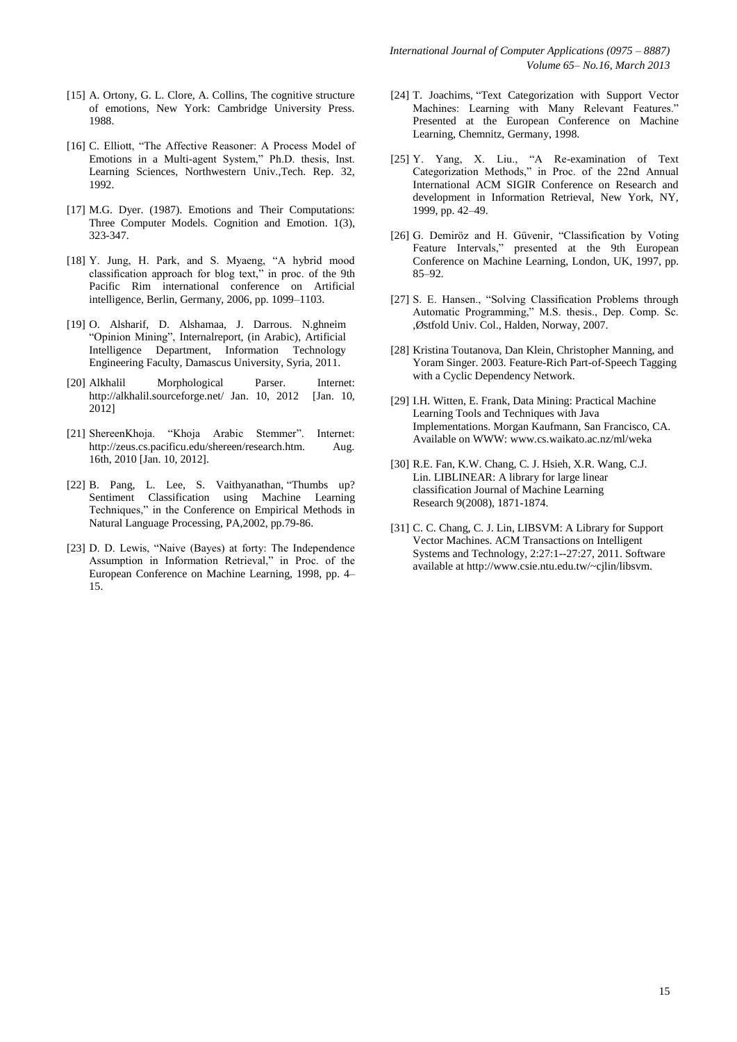[15] A. Ortony, G. L. Clore, A. Collins, The cognitive structure of emotions, New York: Cambridge University Press. 1988.

[16] C. Elliott, "The Affective Reasoner: A Process Model of Emotions in a Multi-agent System," Ph.D. thesis, Inst. Learning Sciences, Northwestern Univ.,Tech. Rep. 32, 1992.

[17] M.G. Dyer. (1987). Emotions and Their Computations: Three Computer Models. Cognition and Emotion. 1(3), 323-347.

[18] Y. Jung, H. Park, and S. Myaeng, "A hybrid mood classification approach for blog text," in proc. of the 9th Pacific Rim international conference on Artificial intelligence, Berlin, Germany, 2006, pp. 1099–1103.

[19] O. Alsharif, D. Alshamaa, J. Darrous. N.ghneim "Opinion Mining", Internalreport, (in Arabic), Artificial Intelligence Department, Information Technology Engineering Faculty, Damascus University, Syria, 2011.

[20] Alkhalil Morphological Parser. Internet: http://alkhalil.sourceforge.net/ Jan. 10, 2012 [Jan. 10, 2012]

[21] ShereenKhoja. "Khoja Arabic Stemmer". Internet: http://zeus.cs.pacificu.edu/shereen/research.htm. Aug. 16th, 2010 [Jan. 10, 2012].

[22] B. Pang, L. Lee, S. Vaithyanathan, "Thumbs up? Sentiment Classification using Machine Learning Techniques," in the Conference on Empirical Methods in Natural Language Processing, PA,2002, pp.79-86.

[23] D. D. Lewis, "Naive (Bayes) at forty: The Independence Assumption in Information Retrieval," in Proc. of the European Conference on Machine Learning, 1998, pp. 4–15.

[24] T. Joachims, "Text Categorization with Support Vector Machines: Learning with Many Relevant Features." Presented at the European Conference on Machine Learning, Chemnitz, Germany, 1998.

[25] Y. Yang, X. Liu., "A Re-examination of Text Categorization Methods," in Proc. of the 22nd Annual International ACM SIGIR Conference on Research and development in Information Retrieval, New York, NY, 1999, pp. 42–49.

[26] G. Demiröz and H. Güvenir, "Classification by Voting Feature Intervals," presented at the 9th European Conference on Machine Learning, London, UK, 1997, pp. 85–92.

[27] S. E. Hansen., "Solving Classification Problems through Automatic Programming," M.S. thesis., Dep. Comp. Sc. ,Østfold Univ. Col., Halden, Norway, 2007.

[28] Kristina Toutanova, Dan Klein, Christopher Manning, and Yoram Singer. 2003. Feature-Rich Part-of-Speech Tagging with a Cyclic Dependency Network.

[29] I.H. Witten, E. Frank, Data Mining: Practical Machine Learning Tools and Techniques with Java Implementations. Morgan Kaufmann, San Francisco, CA. Available on WWW: www.cs.waikato.ac.nz/ml/weka

[30] R.E. Fan, K.W. Chang, C. J. Hsieh, X.R. Wang, C.J. Lin. LIBLINEAR: A library for large linear classification Journal of Machine Learning Research 9(2008), 1871-1874.

[31] C. C. Chang, C. J. Lin, LIBSVM: A Library for Support Vector Machines. ACM Transactions on Intelligent Systems and Technology, 2:27:1--27:27, 2011. Software available at http://www.csie.ntu.edu.tw/~cjlin/libsvm.